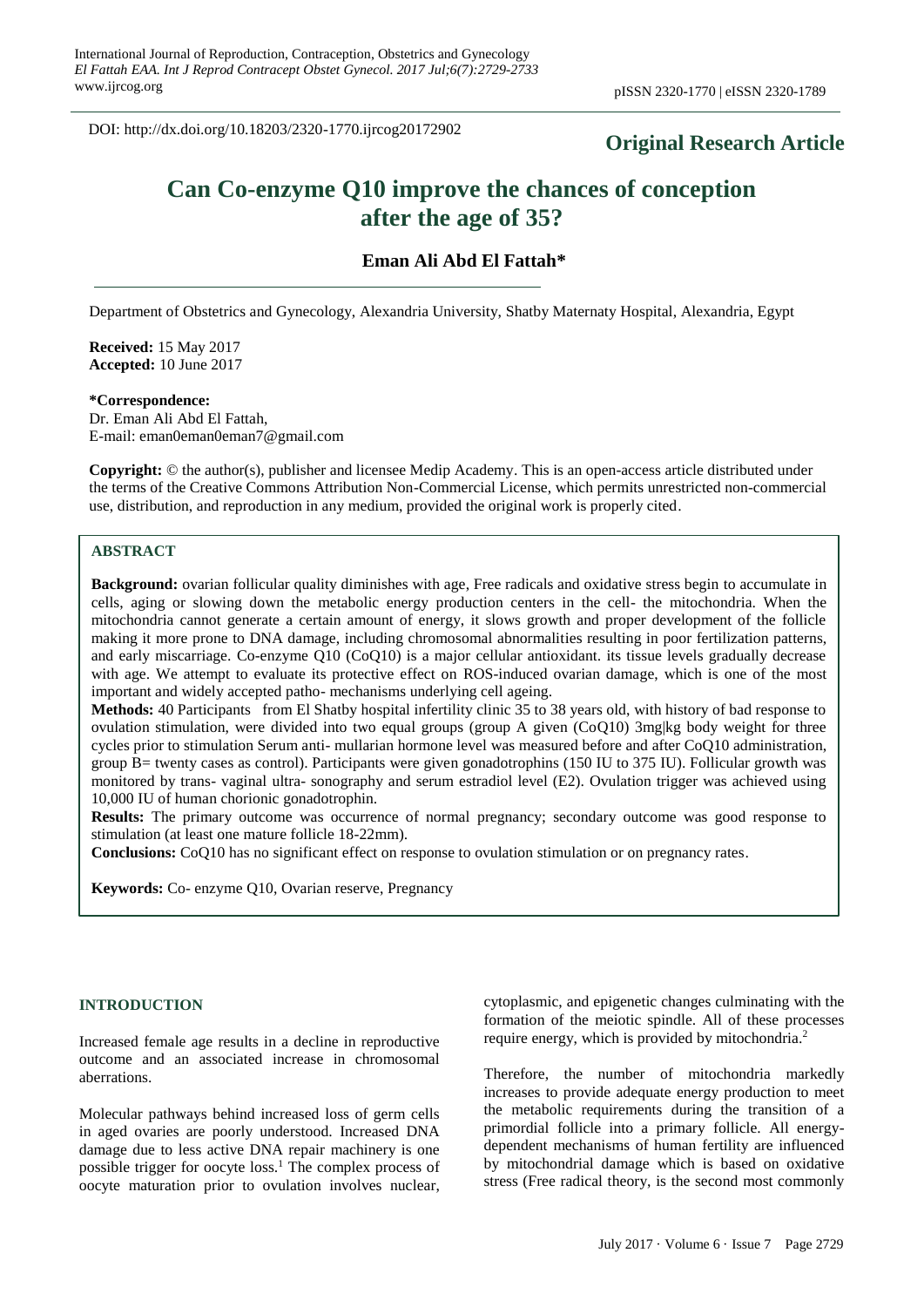DOI: http://dx.doi.org/10.18203/2320-1770.ijrcog20172902

**Original Research Article**

# Can Co-enzyme Q10 improve the chances of conception after the age of 35?

**Eman Ali Abd El Fattah***

Department of Obstetrics and Gynecology, Alexandria University, Shatby Maternaty Hospital, Alexandria, Egypt

**Received:** 15 May 2017
**Accepted:** 10 June 2017

**\*Correspondence:**
Dr. Eman Ali Abd El Fattah,
E-mail: eman0eman0eman7@gmail.com

**Copyright:** © the author(s), publisher and licensee Medip Academy. This is an open-access article distributed under the terms of the Creative Commons Attribution Non-Commercial License, which permits unrestricted non-commercial use, distribution, and reproduction in any medium, provided the original work is properly cited.

## ABSTRACT

**Background:** ovarian follicular quality diminishes with age, Free radicals and oxidative stress begin to accumulate in cells, aging or slowing down the metabolic energy production centers in the cell- the mitochondria. When the mitochondria cannot generate a certain amount of energy, it slows growth and proper development of the follicle making it more prone to DNA damage, including chromosomal abnormalities resulting in poor fertilization patterns, and early miscarriage. Co-enzyme Q10 (CoQ10) is a major cellular antioxidant. its tissue levels gradually decrease with age. We attempt to evaluate its protective effect on ROS-induced ovarian damage, which is one of the most important and widely accepted patho- mechanisms underlying cell ageing.

**Methods:** 40 Participants from El Shatby hospital infertility clinic 35 to 38 years old, with history of bad response to ovulation stimulation, were divided into two equal groups (group A given (CoQ10) 3mg|kg body weight for three cycles prior to stimulation Serum anti- mullarian hormone level was measured before and after CoQ10 administration, group B= twenty cases as control). Participants were given gonadotrophins (150 IU to 375 IU). Follicular growth was monitored by trans- vaginal ultra- sonography and serum estradiol level (E2). Ovulation trigger was achieved using 10,000 IU of human chorionic gonadotrophin.

**Results:** The primary outcome was occurrence of normal pregnancy; secondary outcome was good response to stimulation (at least one mature follicle 18-22mm).

**Conclusions:** CoQ10 has no significant effect on response to ovulation stimulation or on pregnancy rates.

**Keywords:** Co- enzyme Q10, Ovarian reserve, Pregnancy

## INTRODUCTION

Increased female age results in a decline in reproductive outcome and an associated increase in chromosomal aberrations.

Molecular pathways behind increased loss of germ cells in aged ovaries are poorly understood. Increased DNA damage due to less active DNA repair machinery is one possible trigger for oocyte loss.[1] The complex process of oocyte maturation prior to ovulation involves nuclear, cytoplasmic, and epigenetic changes culminating with the formation of the meiotic spindle. All of these processes require energy, which is provided by mitochondria.[2]

Therefore, the number of mitochondria markedly increases to provide adequate energy production to meet the metabolic requirements during the transition of a primordial follicle into a primary follicle. All energy-dependent mechanisms of human fertility are influenced by mitochondrial damage which is based on oxidative stress (Free radical theory, is the second most commonly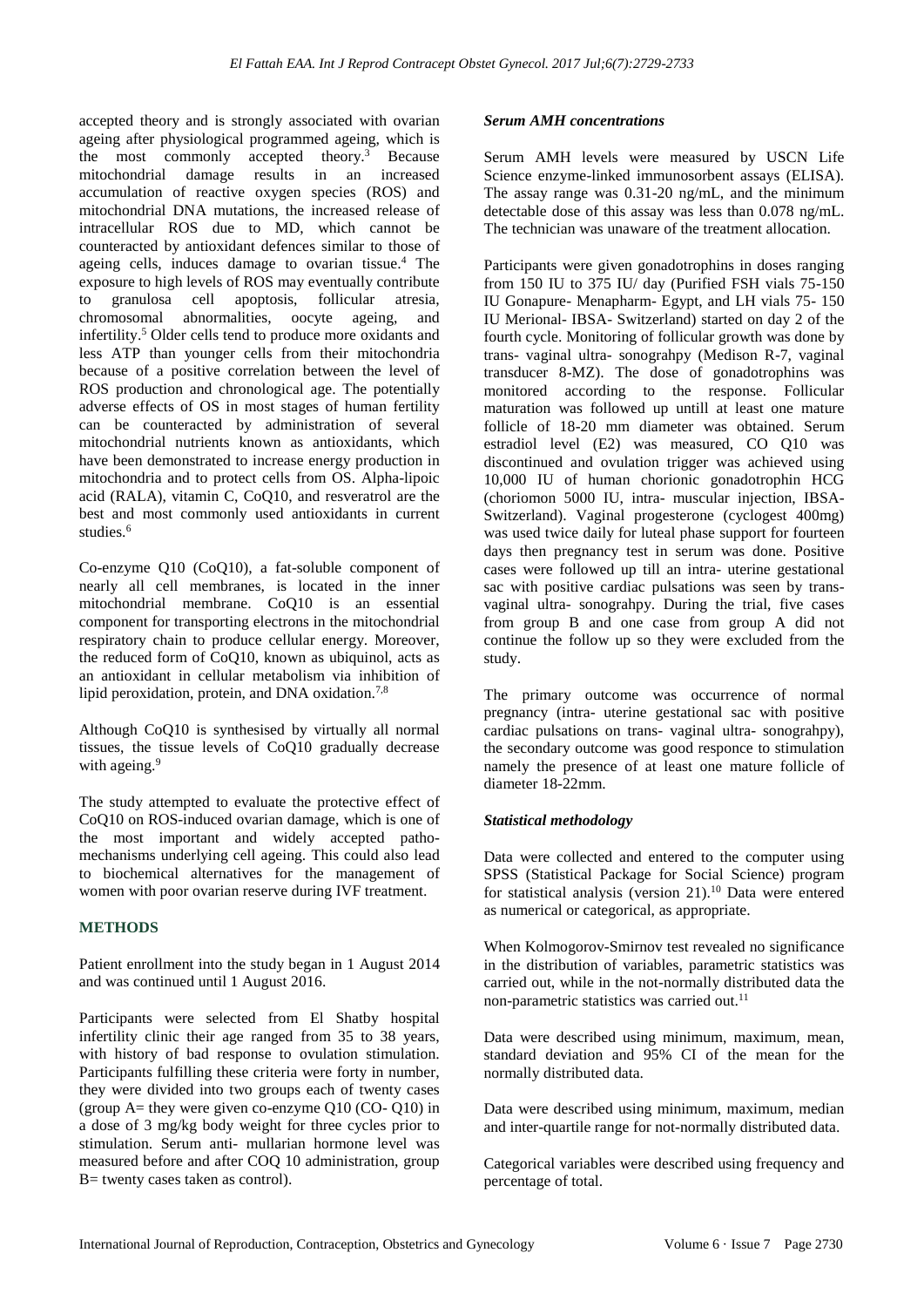accepted theory and is strongly associated with ovarian ageing after physiological programmed ageing, which is the most commonly accepted theory.[3] Because mitochondrial damage results in an increased accumulation of reactive oxygen species (ROS) and mitochondrial DNA mutations, the increased release of intracellular ROS due to MD, which cannot be counteracted by antioxidant defences similar to those of ageing cells, induces damage to ovarian tissue.[4] The exposure to high levels of ROS may eventually contribute to granulosa cell apoptosis, follicular atresia, chromosomal abnormalities, oocyte ageing, and infertility.[5] Older cells tend to produce more oxidants and less ATP than younger cells from their mitochondria because of a positive correlation between the level of ROS production and chronological age. The potentially adverse effects of OS in most stages of human fertility can be counteracted by administration of several mitochondrial nutrients known as antioxidants, which have been demonstrated to increase energy production in mitochondria and to protect cells from OS. Alpha-lipoic acid (RALA), vitamin C, CoQ10, and resveratrol are the best and most commonly used antioxidants in current studies.[6]

Co-enzyme Q10 (CoQ10), a fat-soluble component of nearly all cell membranes, is located in the inner mitochondrial membrane. CoQ10 is an essential component for transporting electrons in the mitochondrial respiratory chain to produce cellular energy. Moreover, the reduced form of CoQ10, known as ubiquinol, acts as an antioxidant in cellular metabolism via inhibition of lipid peroxidation, protein, and DNA oxidation.[7,8]

Although CoQ10 is synthesised by virtually all normal tissues, the tissue levels of CoQ10 gradually decrease with ageing.[9]

The study attempted to evaluate the protective effect of CoQ10 on ROS-induced ovarian damage, which is one of the most important and widely accepted patho-mechanisms underlying cell ageing. This could also lead to biochemical alternatives for the management of women with poor ovarian reserve during IVF treatment.

## METHODS

Patient enrollment into the study began in 1 August 2014 and was continued until 1 August 2016.

Participants were selected from El Shatby hospital infertility clinic their age ranged from 35 to 38 years, with history of bad response to ovulation stimulation. Participants fulfilling these criteria were forty in number, they were divided into two groups each of twenty cases (group A= they were given co-enzyme Q10 (CO- Q10) in a dose of 3 mg/kg body weight for three cycles prior to stimulation. Serum anti- mullarian hormone level was measured before and after COQ 10 administration, group B= twenty cases taken as control).

### *Serum AMH concentrations*

Serum AMH levels were measured by USCN Life Science enzyme-linked immunosorbent assays (ELISA). The assay range was 0.31-20 ng/mL, and the minimum detectable dose of this assay was less than 0.078 ng/mL. The technician was unaware of the treatment allocation.

Participants were given gonadotrophins in doses ranging from 150 IU to 375 IU/ day (Purified FSH vials 75-150 IU Gonapure- Menapharm- Egypt, and LH vials 75- 150 IU Merional- IBSA- Switzerland) started on day 2 of the fourth cycle. Monitoring of follicular growth was done by trans- vaginal ultra- sonograhpy (Medison R-7, vaginal transducer 8-MZ). The dose of gonadotrophins was monitored according to the response. Follicular maturation was followed up untill at least one mature follicle of 18-20 mm diameter was obtained. Serum estradiol level (E2) was measured, CO Q10 was discontinued and ovulation trigger was achieved using 10,000 IU of human chorionic gonadotrophin HCG (choriomon 5000 IU, intra- muscular injection, IBSA- Switzerland). Vaginal progesterone (cyclogest 400mg) was used twice daily for luteal phase support for fourteen days then pregnancy test in serum was done. Positive cases were followed up till an intra- uterine gestational sac with positive cardiac pulsations was seen by trans- vaginal ultra- sonograhpy. During the trial, five cases from group B and one case from group A did not continue the follow up so they were excluded from the study.

The primary outcome was occurrence of normal pregnancy (intra- uterine gestational sac with positive cardiac pulsations on trans- vaginal ultra- sonograhpy), the secondary outcome was good responce to stimulation namely the presence of at least one mature follicle of diameter 18-22mm.

### *Statistical methodology*

Data were collected and entered to the computer using SPSS (Statistical Package for Social Science) program for statistical analysis (version 21).[10] Data were entered as numerical or categorical, as appropriate.

When Kolmogorov-Smirnov test revealed no significance in the distribution of variables, parametric statistics was carried out, while in the not-normally distributed data the non-parametric statistics was carried out.[11]

Data were described using minimum, maximum, mean, standard deviation and 95% CI of the mean for the normally distributed data.

Data were described using minimum, maximum, median and inter-quartile range for not-normally distributed data.

Categorical variables were described using frequency and percentage of total.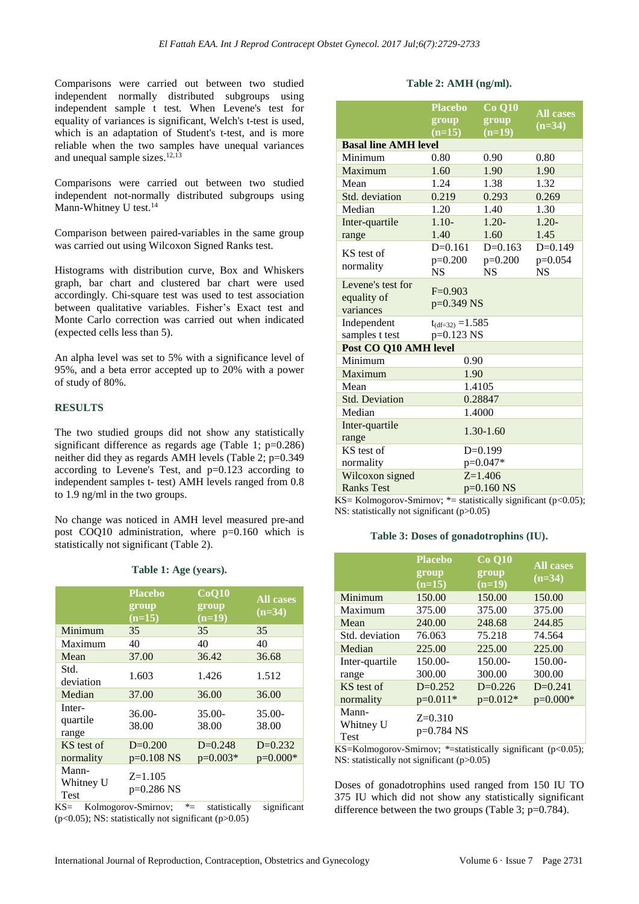Comparisons were carried out between two studied independent normally distributed subgroups using independent sample t test. When Levene's test for equality of variances is significant, Welch's t-test is used, which is an adaptation of Student's t-test, and is more reliable when the two samples have unequal variances and unequal sample sizes.[12,13]

Comparisons were carried out between two studied independent not-normally distributed subgroups using Mann-Whitney U test.[14]

Comparison between paired-variables in the same group was carried out using Wilcoxon Signed Ranks test.

Histograms with distribution curve, Box and Whiskers graph, bar chart and clustered bar chart were used accordingly. Chi-square test was used to test association between qualitative variables. Fisher's Exact test and Monte Carlo correction was carried out when indicated (expected cells less than 5).

An alpha level was set to 5% with a significance level of 95%, and a beta error accepted up to 20% with a power of study of 80%.

## RESULTS

The two studied groups did not show any statistically significant difference as regards age (Table 1; p=0.286) neither did they as regards AMH levels (Table 2; p=0.349 according to Levene's Test, and p=0.123 according to independent samples t- test) AMH levels ranged from 0.8 to 1.9 ng/ml in the two groups.

No change was noticed in AMH level measured pre-and post COQ10 administration, where p=0.160 which is statistically not significant (Table 2).

**Table 1: Age (years).**

| | Placebo group (n=15) | CoQ10 group (n=19) | All cases (n=34) |
|---|---|---|---|
| Minimum | 35 | 35 | 35 |
| Maximum | 40 | 40 | 40 |
| Mean | 37.00 | 36.42 | 36.68 |
| Std. deviation | 1.603 | 1.426 | 1.512 |
| Median | 37.00 | 36.00 | 36.00 |
| Inter-quartile range | 36.00-38.00 | 35.00-38.00 | 35.00-38.00 |
| KS test of normality | D=0.200 p=0.108 NS | D=0.248 p=0.003* | D=0.232 p=0.000* |
| Mann-Whitney U Test | Z=1.105 p=0.286 NS | | |

KS= Kolmogorov-Smirnov; *= statistically significant (p<0.05); NS: statistically not significant (p>0.05)

**Table 2: AMH (ng/ml).**

| | Placebo group (n=15) | Co Q10 group (n=19) | All cases (n=34) |
|---|---|---|---|
| **Basal line AMH level** | | | |
| Minimum | 0.80 | 0.90 | 0.80 |
| Maximum | 1.60 | 1.90 | 1.90 |
| Mean | 1.24 | 1.38 | 1.32 |
| Std. deviation | 0.219 | 0.293 | 0.269 |
| Median | 1.20 | 1.40 | 1.30 |
| Inter-quartile range | 1.10-1.40 | 1.20-1.60 | 1.20-1.45 |
| KS test of normality | D=0.161 p=0.200 NS | D=0.163 p=0.200 NS | D=0.149 p=0.054 NS |
| Levene's test for equality of variances | F=0.903 p=0.349 NS | | |
| Independent samples t test | $t_{(df=32)}$ =1.585 p=0.123 NS | | |
| **Post CO Q10 AMH level** | | | |
| Minimum | | 0.90 | |
| Maximum | | 1.90 | |
| Mean | | 1.4105 | |
| Std. Deviation | | 0.28847 | |
| Median | | 1.4000 | |
| Inter-quartile range | | 1.30-1.60 | |
| KS test of normality | | D=0.199 p=0.047* | |
| Wilcoxon signed Ranks Test | | Z=1.406 p=0.160 NS | |

KS= Kolmogorov-Smirnov; *= statistically significant (p<0.05); NS: statistically not significant (p>0.05)

**Table 3: Doses of gonadotrophins (IU).**

| | Placebo group (n=15) | Co Q10 group (n=19) | All cases (n=34) |
|---|---|---|---|
| Minimum | 150.00 | 150.00 | 150.00 |
| Maximum | 375.00 | 375.00 | 375.00 |
| Mean | 240.00 | 248.68 | 244.85 |
| Std. deviation | 76.063 | 75.218 | 74.564 |
| Median | 225.00 | 225.00 | 225.00 |
| Inter-quartile range | 150.00-300.00 | 150.00-300.00 | 150.00-300.00 |
| KS test of normality | D=0.252 p=0.011* | D=0.226 p=0.012* | D=0.241 p=0.000* |
| Mann-Whitney U Test | Z=0.310 p=0.784 NS | | |

KS=Kolmogorov-Smirnov; *=statistically significant (p<0.05); NS: statistically not significant (p>0.05)

Doses of gonadotrophins used ranged from 150 IU TO 375 IU which did not show any statistically significant difference between the two groups (Table 3; p=0.784).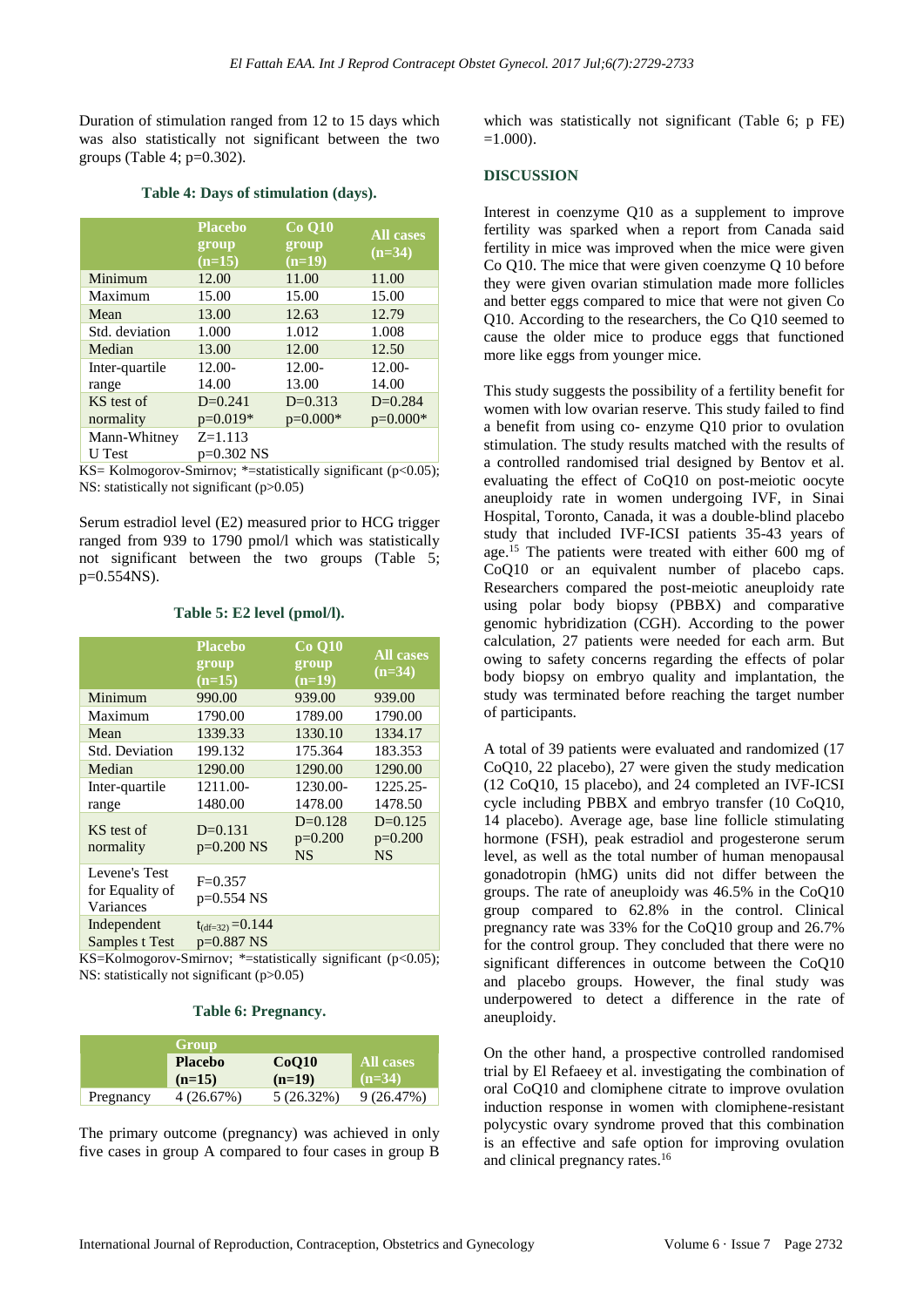Duration of stimulation ranged from 12 to 15 days which was also statistically not significant between the two groups (Table 4; p=0.302).

**Table 4: Days of stimulation (days).**

| | Placebo group (n=15) | Co Q10 group (n=19) | All cases (n=34) |
|---|---|---|---|
| Minimum | 12.00 | 11.00 | 11.00 |
| Maximum | 15.00 | 15.00 | 15.00 |
| Mean | 13.00 | 12.63 | 12.79 |
| Std. deviation | 1.000 | 1.012 | 1.008 |
| Median | 13.00 | 12.00 | 12.50 |
| Inter-quartile range | 12.00-14.00 | 12.00-13.00 | 12.00-14.00 |
| KS test of normality | D=0.241 p=0.019* | D=0.313 p=0.000* | D=0.284 p=0.000* |
| Mann-Whitney U Test | Z=1.113 p=0.302 NS | | |

KS= Kolmogorov-Smirnov; *=statistically significant ($p<0.05$); NS: statistically not significant ($p>0.05$)

Serum estradiol level (E2) measured prior to HCG trigger ranged from 939 to 1790 pmol/l which was statistically not significant between the two groups (Table 5; p=0.554NS).

**Table 5: E2 level (pmol/l).**

| | Placebo group (n=15) | Co Q10 group (n=19) | All cases (n=34) |
|---|---|---|---|
| Minimum | 990.00 | 939.00 | 939.00 |
| Maximum | 1790.00 | 1789.00 | 1790.00 |
| Mean | 1339.33 | 1330.10 | 1334.17 |
| Std. Deviation | 199.132 | 175.364 | 183.353 |
| Median | 1290.00 | 1290.00 | 1290.00 |
| Inter-quartile range | 1211.00-1480.00 | 1230.00-1478.00 | 1225.25-1478.50 |
| KS test of normality | D=0.131 p=0.200 NS | D=0.128 p=0.200 NS | D=0.125 p=0.200 NS |
| Levene's Test for Equality of Variances | F=0.357 p=0.554 NS | | |
| Independent Samples t Test | $t_{(df=32)}=0.144$ p=0.887 NS | | |

KS=Kolmogorov-Smirnov; *=statistically significant ($p<0.05$); NS: statistically not significant ($p>0.05$)

**Table 6: Pregnancy.**

| | Group | | |
|---|---|---|---|
| | Placebo (n=15) | CoQ10 (n=19) | All cases (n=34) |
| Pregnancy | 4 (26.67%) | 5 (26.32%) | 9 (26.47%) |

The primary outcome (pregnancy) was achieved in only five cases in group A compared to four cases in group B which was statistically not significant (Table 6; p FE) =1.000).

## DISCUSSION

Interest in coenzyme Q10 as a supplement to improve fertility was sparked when a report from Canada said fertility in mice was improved when the mice were given Co Q10. The mice that were given coenzyme Q 10 before they were given ovarian stimulation made more follicles and better eggs compared to mice that were not given Co Q10. According to the researchers, the Co Q10 seemed to cause the older mice to produce eggs that functioned more like eggs from younger mice.

This study suggests the possibility of a fertility benefit for women with low ovarian reserve. This study failed to find a benefit from using co- enzyme Q10 prior to ovulation stimulation. The study results matched with the results of a controlled randomised trial designed by Bentov et al. evaluating the effect of CoQ10 on post-meiotic oocyte aneuploidy rate in women undergoing IVF, in Sinai Hospital, Toronto, Canada, it was a double-blind placebo study that included IVF-ICSI patients 35-43 years of age.[15] The patients were treated with either 600 mg of CoQ10 or an equivalent number of placebo caps. Researchers compared the post-meiotic aneuploidy rate using polar body biopsy (PBBX) and comparative genomic hybridization (CGH). According to the power calculation, 27 patients were needed for each arm. But owing to safety concerns regarding the effects of polar body biopsy on embryo quality and implantation, the study was terminated before reaching the target number of participants.

A total of 39 patients were evaluated and randomized (17 CoQ10, 22 placebo), 27 were given the study medication (12 CoQ10, 15 placebo), and 24 completed an IVF-ICSI cycle including PBBX and embryo transfer (10 CoQ10, 14 placebo). Average age, base line follicle stimulating hormone (FSH), peak estradiol and progesterone serum level, as well as the total number of human menopausal gonadotropin (hMG) units did not differ between the groups. The rate of aneuploidy was 46.5% in the CoQ10 group compared to 62.8% in the control. Clinical pregnancy rate was 33% for the CoQ10 group and 26.7% for the control group. They concluded that there were no significant differences in outcome between the CoQ10 and placebo groups. However, the final study was underpowered to detect a difference in the rate of aneuploidy.

On the other hand, a prospective controlled randomised trial by El Refaeey et al. investigating the combination of oral CoQ10 and clomiphene citrate to improve ovulation induction response in women with clomiphene-resistant polycystic ovary syndrome proved that this combination is an effective and safe option for improving ovulation and clinical pregnancy rates.[16]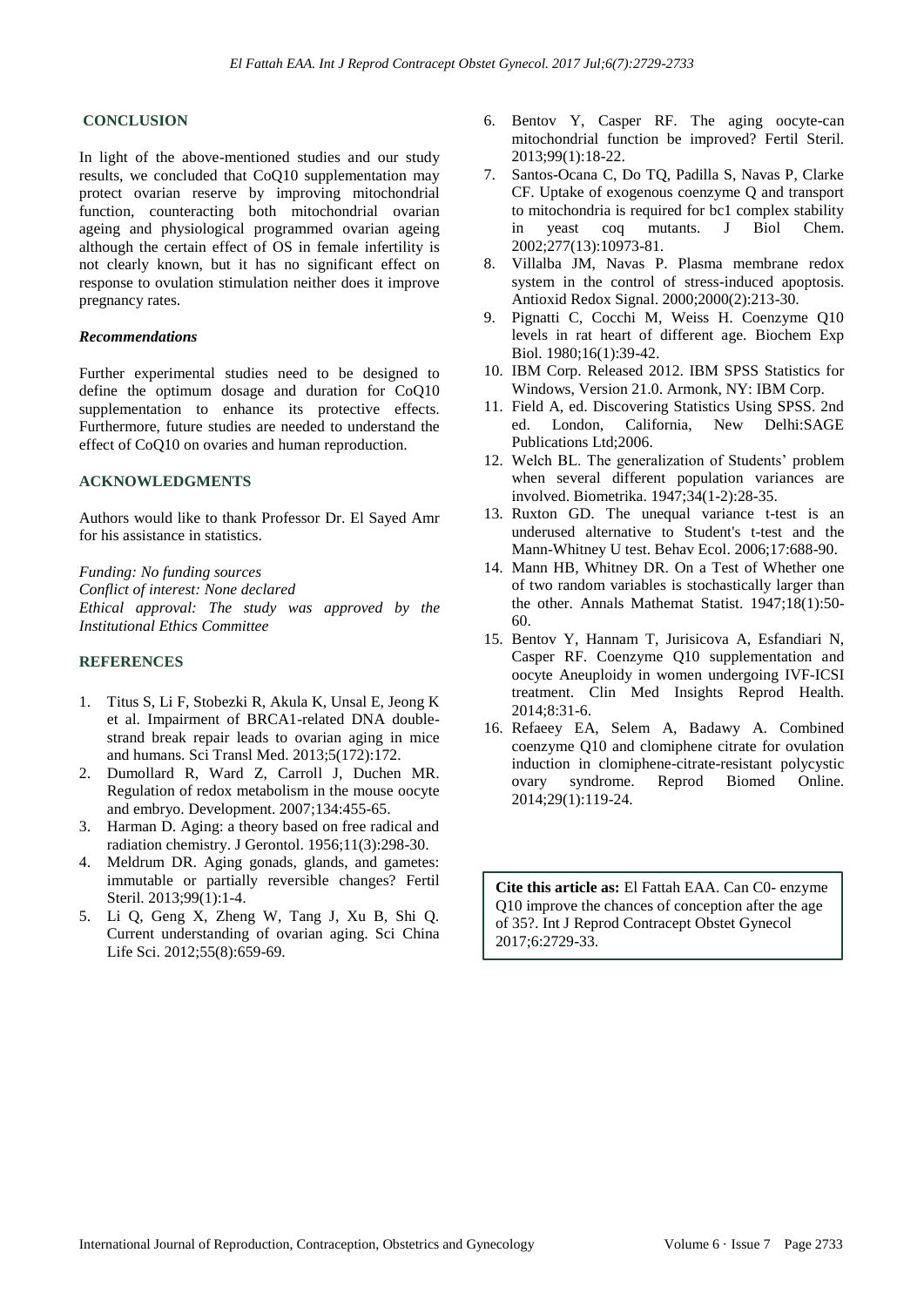## CONCLUSION

In light of the above-mentioned studies and our study results, we concluded that CoQ10 supplementation may protect ovarian reserve by improving mitochondrial function, counteracting both mitochondrial ovarian ageing and physiological programmed ovarian ageing although the certain effect of OS in female infertility is not clearly known, but it has no significant effect on response to ovulation stimulation neither does it improve pregnancy rates.

### *Recommendations*

Further experimental studies need to be designed to define the optimum dosage and duration for CoQ10 supplementation to enhance its protective effects. Furthermore, future studies are needed to understand the effect of CoQ10 on ovaries and human reproduction.

## ACKNOWLEDGMENTS

Authors would like to thank Professor Dr. El Sayed Amr for his assistance in statistics.

*Funding: No funding sources*
*Conflict of interest: None declared*
*Ethical approval: The study was approved by the Institutional Ethics Committee*

## REFERENCES

1. Titus S, Li F, Stobezki R, Akula K, Unsal E, Jeong K et al. Impairment of BRCA1-related DNA double-strand break repair leads to ovarian aging in mice and humans. Sci Transl Med. 2013;5(172):172.
2. Dumollard R, Ward Z, Carroll J, Duchen MR. Regulation of redox metabolism in the mouse oocyte and embryo. Development. 2007;134:455-65.
3. Harman D. Aging: a theory based on free radical and radiation chemistry. J Gerontol. 1956;11(3):298-30.
4. Meldrum DR. Aging gonads, glands, and gametes: immutable or partially reversible changes? Fertil Steril. 2013;99(1):1-4.
5. Li Q, Geng X, Zheng W, Tang J, Xu B, Shi Q. Current understanding of ovarian aging. Sci China Life Sci. 2012;55(8):659-69.
6. Bentov Y, Casper RF. The aging oocyte-can mitochondrial function be improved? Fertil Steril. 2013;99(1):18-22.
7. Santos-Ocana C, Do TQ, Padilla S, Navas P, Clarke CF. Uptake of exogenous coenzyme Q and transport to mitochondria is required for bc1 complex stability in yeast coq mutants. J Biol Chem. 2002;277(13):10973-81.
8. Villalba JM, Navas P. Plasma membrane redox system in the control of stress-induced apoptosis. Antioxid Redox Signal. 2000;2000(2):213-30.
9. Pignatti C, Cocchi M, Weiss H. Coenzyme Q10 levels in rat heart of different age. Biochem Exp Biol. 1980;16(1):39-42.
10. IBM Corp. Released 2012. IBM SPSS Statistics for Windows, Version 21.0. Armonk, NY: IBM Corp.
11. Field A, ed. Discovering Statistics Using SPSS. 2nd ed. London, California, New Delhi:SAGE Publications Ltd;2006.
12. Welch BL. The generalization of Students' problem when several different population variances are involved. Biometrika. 1947;34(1-2):28-35.
13. Ruxton GD. The unequal variance t-test is an underused alternative to Student's t-test and the Mann-Whitney U test. Behav Ecol. 2006;17:688-90.
14. Mann HB, Whitney DR. On a Test of Whether one of two random variables is stochastically larger than the other. Annals Mathemat Statist. 1947;18(1):50-60.
15. Bentov Y, Hannam T, Jurisicova A, Esfandiari N, Casper RF. Coenzyme Q10 supplementation and oocyte Aneuploidy in women undergoing IVF-ICSI treatment. Clin Med Insights Reprod Health. 2014;8:31-6.
16. Refaeey EA, Selem A, Badawy A. Combined coenzyme Q10 and clomiphene citrate for ovulation induction in clomiphene-citrate-resistant polycystic ovary syndrome. Reprod Biomed Online. 2014;29(1):119-24.

**Cite this article as:** El Fattah EAA. Can C0- enzyme Q10 improve the chances of conception after the age of 35?. Int J Reprod Contracept Obstet Gynecol 2017;6:2729-33.